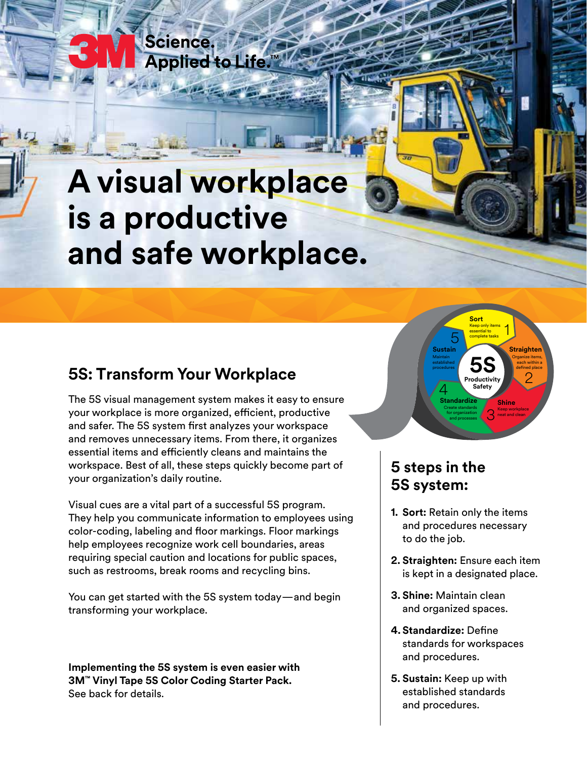3M Science. Applied to Life.™

# A visual workplace is a productive and safe workplace.

## 5S: Transform Your Workplace

The 5S visual management system makes it easy to ensure your workplace is more organized, efficient, productive and safer. The 5S system first analyzes your workspace and removes unnecessary items. From there, it organizes essential items and efficiently cleans and maintains the workspace. Best of all, these steps quickly become part of your organization's daily routine.

Visual cues are a vital part of a successful 5S program. They help you communicate information to employees using color-coding, labeling and floor markings. Floor markings help employees recognize work cell boundaries, areas requiring special caution and locations for public spaces, such as restrooms, break rooms and recycling bins.

You can get started with the 5S system today—and begin transforming your workplace.

**Implementing the 5S system is even easier with 3M™ Vinyl Tape 5S Color Coding Starter Pack.** See back for details.

5S Productivity Safety

1 Sort – Keep only items essential to complete tasks
2 Straighten – Organize items, each within a defined place
3 Shine – Keep workplace neat and clean
4 Standardize – Create standards for organization and processes
5 Sustain – Maintain established procedures

## 5 steps in the 5S system:

1. **Sort:** Retain only the items and procedures necessary to do the job.
2. **Straighten:** Ensure each item is kept in a designated place.
3. **Shine:** Maintain clean and organized spaces.
4. **Standardize:** Define standards for workspaces and procedures.
5. **Sustain:** Keep up with established standards and procedures.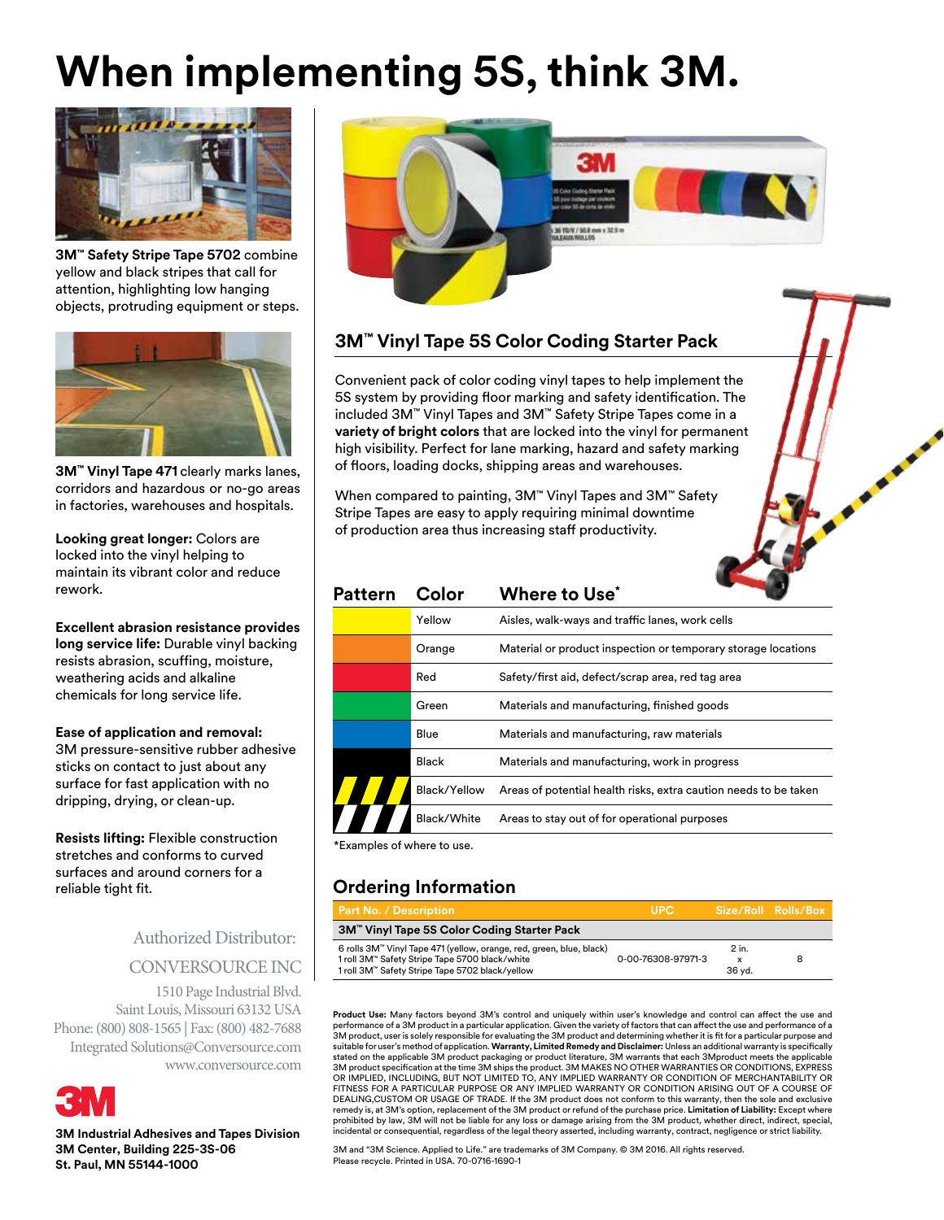# When implementing 5S, think 3M.

**3M™ Safety Stripe Tape 5702** combine yellow and black stripes that call for attention, highlighting low hanging objects, protruding equipment or steps.

**3M™ Vinyl Tape 471** clearly marks lanes, corridors and hazardous or no-go areas in factories, warehouses and hospitals.

**Looking great longer:** Colors are locked into the vinyl helping to maintain its vibrant color and reduce rework.

**Excellent abrasion resistance provides long service life:** Durable vinyl backing resists abrasion, scuffing, moisture, weathering acids and alkaline chemicals for long service life.

**Ease of application and removal:** 3M pressure-sensitive rubber adhesive sticks on contact to just about any surface for fast application with no dripping, drying, or clean-up.

**Resists lifting:** Flexible construction stretches and conforms to curved surfaces and around corners for a reliable tight fit.

Authorized Distributor:

CONVERSOURCE INC

1510 Page Industrial Blvd.
Saint Louis, Missouri 63132 USA
Phone: (800) 808-1565 | Fax: (800) 482-7688
Integrated Solutions@Conversource.com
www.conversource.com

**3M Industrial Adhesives and Tapes Division**
**3M Center, Building 225-3S-06**
**St. Paul, MN 55144-1000**

## 3M™ Vinyl Tape 5S Color Coding Starter Pack

Convenient pack of color coding vinyl tapes to help implement the 5S system by providing floor marking and safety identification. The included 3M™ Vinyl Tapes and 3M™ Safety Stripe Tapes come in a **variety of bright colors** that are locked into the vinyl for permanent high visibility. Perfect for lane marking, hazard and safety marking of floors, loading docks, shipping areas and warehouses.

When compared to painting, 3M™ Vinyl Tapes and 3M™ Safety Stripe Tapes are easy to apply requiring minimal downtime of production area thus increasing staff productivity.

| Pattern | Color | Where to Use* |
|---|---|---|
| | Yellow | Aisles, walk-ways and traffic lanes, work cells |
| | Orange | Material or product inspection or temporary storage locations |
| | Red | Safety/first aid, defect/scrap area, red tag area |
| | Green | Materials and manufacturing, finished goods |
| | Blue | Materials and manufacturing, raw materials |
| | Black | Materials and manufacturing, work in progress |
| | Black/Yellow | Areas of potential health risks, extra caution needs to be taken |
| | Black/White | Areas to stay out of for operational purposes |

*Examples of where to use.

## Ordering Information

| Part No. / Description | UPC | Size/Roll | Rolls/Box |
|---|---|---|---|
| **3M™ Vinyl Tape 5S Color Coding Starter Pack** | | | |
| 6 rolls 3M™ Vinyl Tape 471 (yellow, orange, red, green, blue, black)<br>1 roll 3M™ Safety Stripe Tape 5700 black/white<br>1 roll 3M™ Safety Stripe Tape 5702 black/yellow | 0-00-76308-97971-3 | 2 in. x 36 yd. | 8 |

**Product Use:** Many factors beyond 3M's control and uniquely within user's knowledge and control can affect the use and performance of a 3M product in a particular application. Given the variety of factors that can affect the use and performance of a 3M product, user is solely responsible for evaluating the 3M product and determining whether it is fit for a particular purpose and suitable for user's method of application. **Warranty, Limited Remedy and Disclaimer:** Unless an additional warranty is specifically stated on the applicable 3M product packaging or product literature, 3M warrants that each 3Mproduct meets the applicable 3M product specification at the time 3M ships the product. 3M MAKES NO OTHER WARRANTIES OR CONDITIONS, EXPRESS OR IMPLIED, INCLUDING, BUT NOT LIMITED TO, ANY IMPLIED WARRANTY OR CONDITION OF MERCHANTABILITY OR FITNESS FOR A PARTICULAR PURPOSE OR ANY IMPLIED WARRANTY OR CONDITION ARISING OUT OF A COURSE OF DEALING,CUSTOM OR USAGE OF TRADE. If the 3M product does not conform to this warranty, then the sole and exclusive remedy is, at 3M's option, replacement of the 3M product or refund of the purchase price. **Limitation of Liability:** Except where prohibited by law, 3M will not be liable for any loss or damage arising from the 3M product, whether direct, indirect, special, incidental or consequential, regardless of the legal theory asserted, including warranty, contract, negligence or strict liability.

3M and "3M Science. Applied to Life." are trademarks of 3M Company. © 3M 2016. All rights reserved.
Please recycle. Printed in USA. 70-0716-1690-1